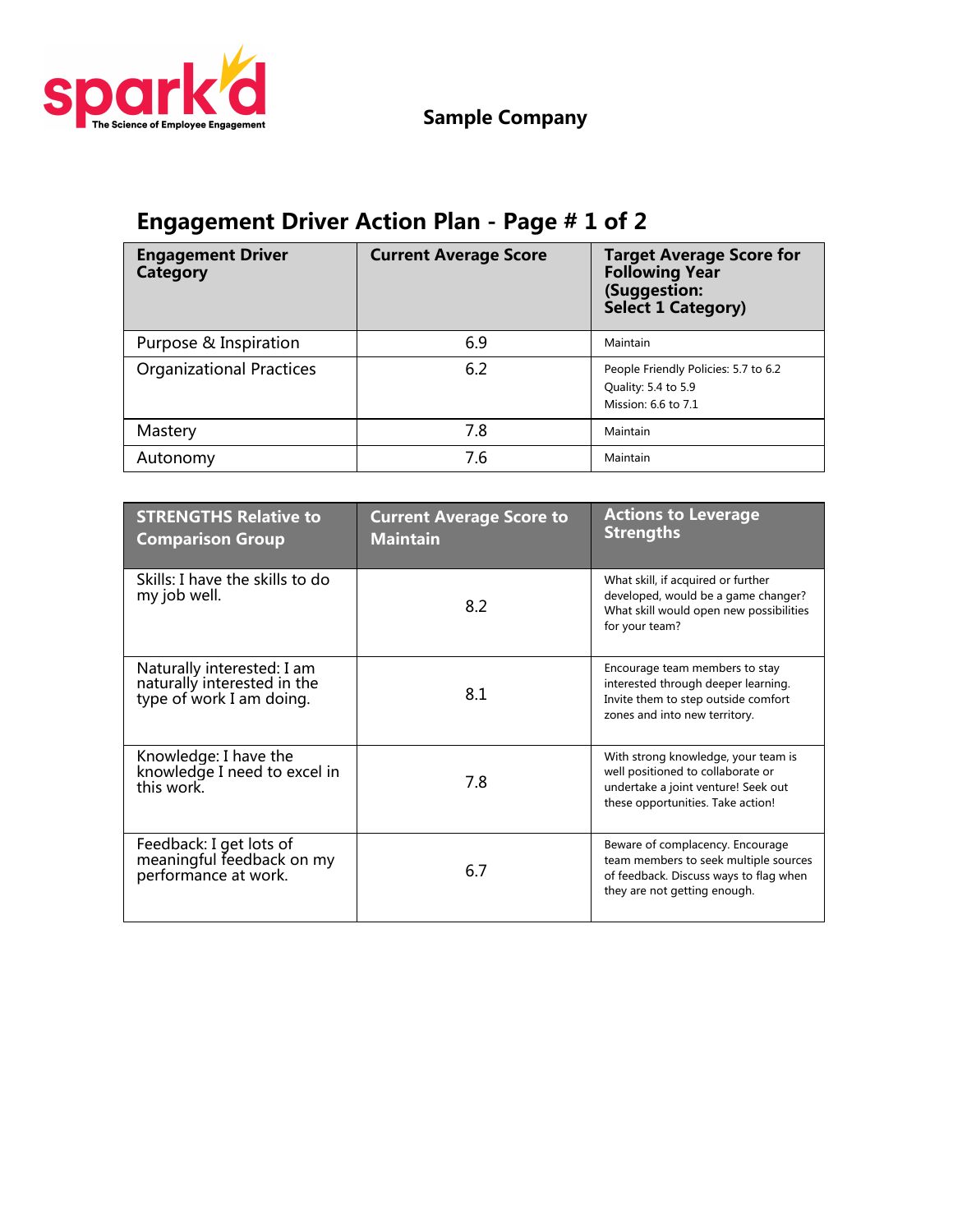spark'd
The Science of Employee Engagement

**Sample Company**

## Engagement Driver Action Plan - Page # 1 of 2

| Engagement Driver Category | Current Average Score | Target Average Score for Following Year (Suggestion: Select 1 Category) |
|---|---|---|
| Purpose & Inspiration | 6.9 | Maintain |
| Organizational Practices | 6.2 | People Friendly Policies: 5.7 to 6.2<br>Quality: 5.4 to 5.9<br>Mission: 6.6 to 7.1 |
| Mastery | 7.8 | Maintain |
| Autonomy | 7.6 | Maintain |

| STRENGTHS Relative to Comparison Group | Current Average Score to Maintain | Actions to Leverage Strengths |
|---|---|---|
| Skills: I have the skills to do my job well. | 8.2 | What skill, if acquired or further developed, would be a game changer? What skill would open new possibilities for your team? |
| Naturally interested: I am naturally interested in the type of work I am doing. | 8.1 | Encourage team members to stay interested through deeper learning. Invite them to step outside comfort zones and into new territory. |
| Knowledge: I have the knowledge I need to excel in this work. | 7.8 | With strong knowledge, your team is well positioned to collaborate or undertake a joint venture! Seek out these opportunities. Take action! |
| Feedback: I get lots of meaningful feedback on my performance at work. | 6.7 | Beware of complacency. Encourage team members to seek multiple sources of feedback. Discuss ways to flag when they are not getting enough. |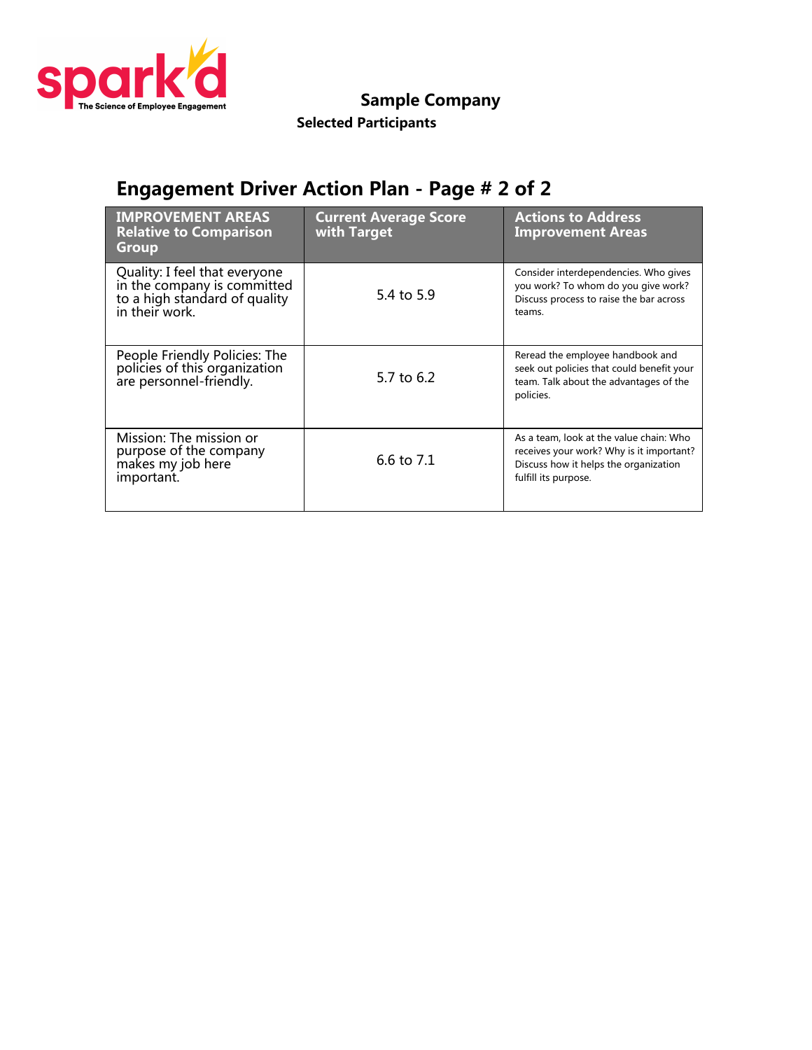spark'd
The Science of Employee Engagement

**Sample Company**

**Selected Participants**

## Engagement Driver Action Plan - Page # 2 of 2

| IMPROVEMENT AREAS Relative to Comparison Group | Current Average Score with Target | Actions to Address Improvement Areas |
|---|---|---|
| Quality: I feel that everyone in the company is committed to a high standard of quality in their work. | 5.4 to 5.9 | Consider interdependencies. Who gives you work? To whom do you give work? Discuss process to raise the bar across teams. |
| People Friendly Policies: The policies of this organization are personnel-friendly. | 5.7 to 6.2 | Reread the employee handbook and seek out policies that could benefit your team. Talk about the advantages of the policies. |
| Mission: The mission or purpose of the company makes my job here important. | 6.6 to 7.1 | As a team, look at the value chain: Who receives your work? Why is it important? Discuss how it helps the organization fulfill its purpose. |